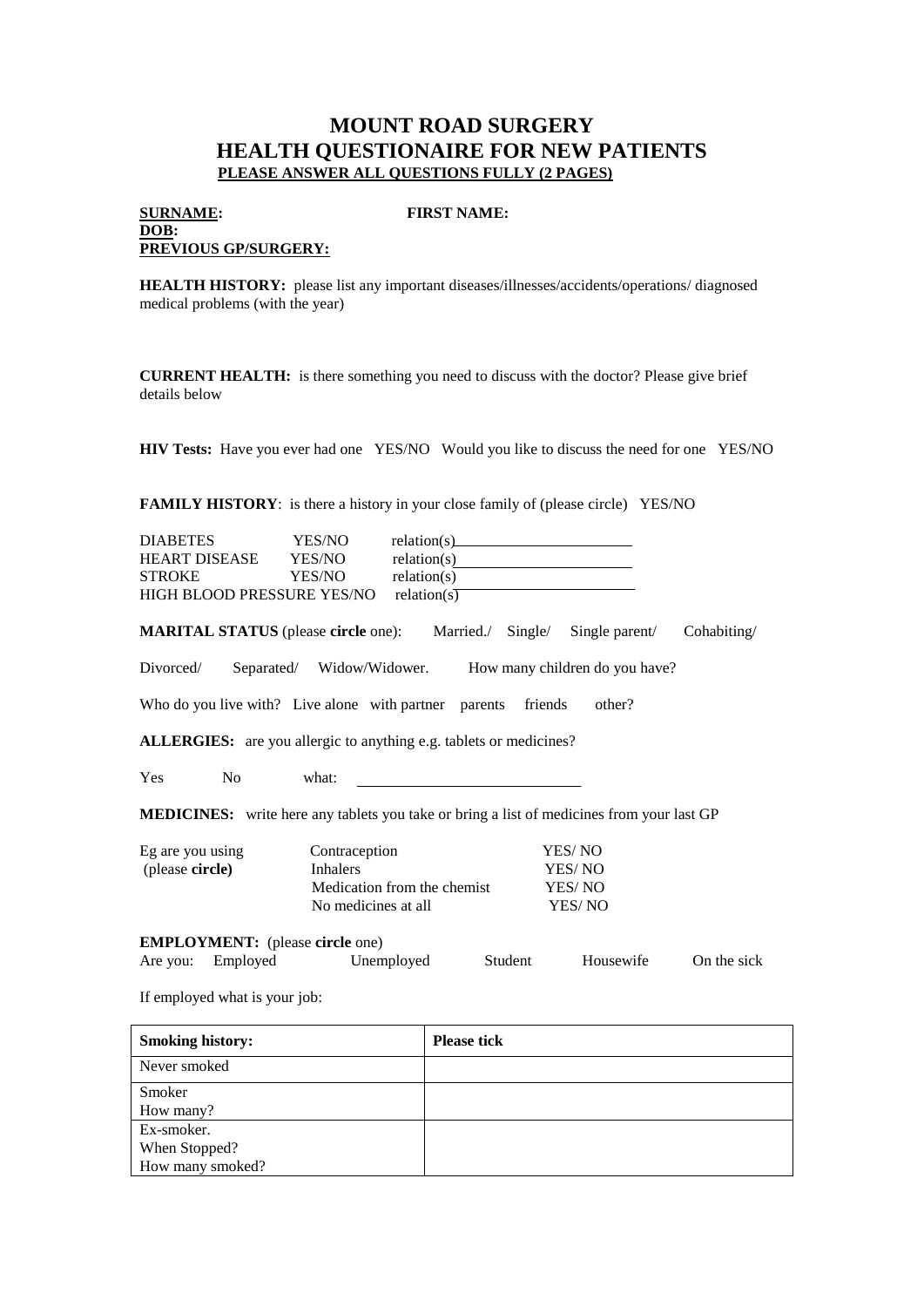# MOUNT ROAD SURGERY
# HEALTH QUESTIONAIRE FOR NEW PATIENTS

**PLEASE ANSWER ALL QUESTIONS FULLY (2 PAGES)**

**SURNAME:** **FIRST NAME:**
**DOB:**
**PREVIOUS GP/SURGERY:**

**HEALTH HISTORY:** please list any important diseases/illnesses/accidents/operations/ diagnosed medical problems (with the year)

**CURRENT HEALTH:** is there something you need to discuss with the doctor? Please give brief details below

**HIV Tests:** Have you ever had one YES/NO Would you like to discuss the need for one YES/NO

**FAMILY HISTORY**: is there a history in your close family of (please circle) YES/NO

DIABETES YES/NO relation(s)________________
HEART DISEASE YES/NO relation(s)________________
STROKE YES/NO relation(s)________________
HIGH BLOOD PRESSURE YES/NO relation(s)________________

**MARITAL STATUS** (please **circle** one): Married./ Single/ Single parent/ Cohabiting/ Divorced/ Separated/ Widow/Widower. How many children do you have?

Who do you live with? Live alone with partner parents friends other?

**ALLERGIES:** are you allergic to anything e.g. tablets or medicines?

Yes No what: ________________

**MEDICINES:** write here any tablets you take or bring a list of medicines from your last GP

Eg are you using (please **circle**)
- Contraception YES/ NO
- Inhalers YES/ NO
- Medication from the chemist YES/ NO
- No medicines at all YES/ NO

**EMPLOYMENT:** (please **circle** one)
Are you: Employed Unemployed Student Housewife On the sick

If employed what is your job:

| **Smoking history:** | **Please tick** |
|---|---|
| Never smoked | |
| Smoker<br>How many? | |
| Ex-smoker.<br>When Stopped?<br>How many smoked? | |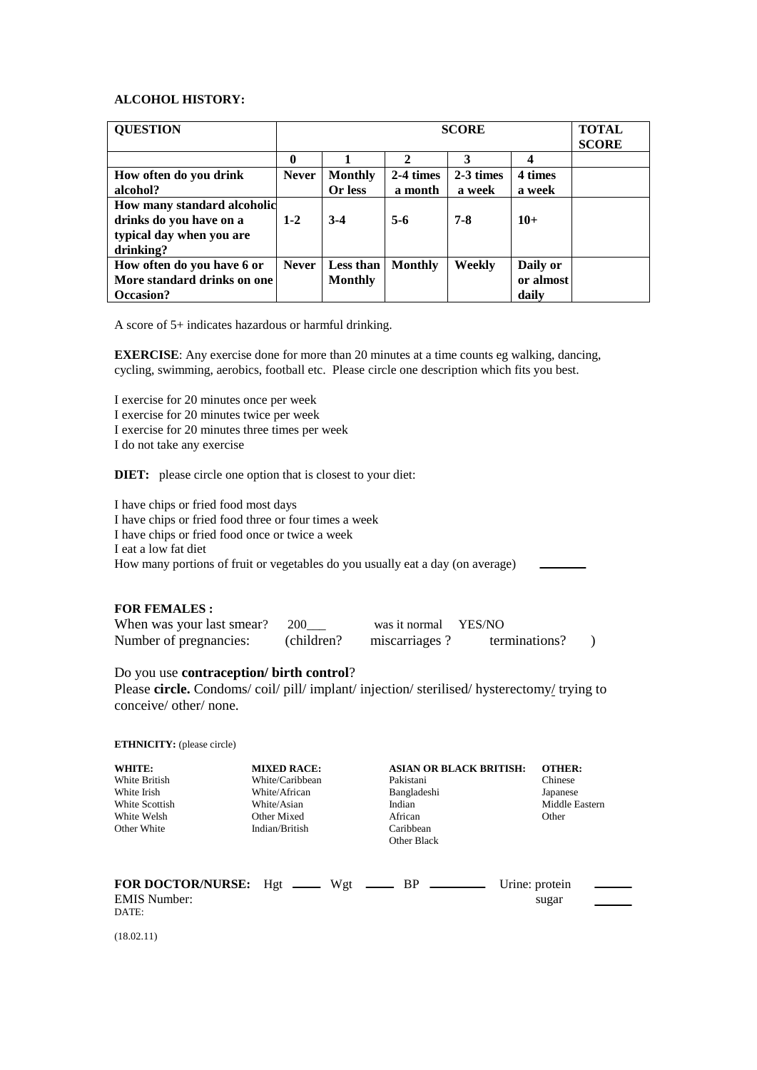**ALCOHOL HISTORY:**

| QUESTION | SCORE | | | | | TOTAL SCORE |
|---|---|---|---|---|---|---|
| | **0** | **1** | **2** | **3** | **4** | |
| **How often do you drink alcohol?** | **Never** | **Monthly Or less** | **2-4 times a month** | **2-3 times a week** | **4 times a week** | |
| **How many standard alcoholic drinks do you have on a typical day when you are drinking?** | **1-2** | **3-4** | **5-6** | **7-8** | **10+** | |
| **How often do you have 6 or More standard drinks on one Occasion?** | **Never** | **Less than Monthly** | **Monthly** | **Weekly** | **Daily or or almost daily** | |

A score of 5+ indicates hazardous or harmful drinking.

**EXERCISE**: Any exercise done for more than 20 minutes at a time counts eg walking, dancing, cycling, swimming, aerobics, football etc. Please circle one description which fits you best.

I exercise for 20 minutes once per week
I exercise for 20 minutes twice per week
I exercise for 20 minutes three times per week
I do not take any exercise

**DIET:** please circle one option that is closest to your diet:

I have chips or fried food most days
I have chips or fried food three or four times a week
I have chips or fried food once or twice a week
I eat a low fat diet
How many portions of fruit or vegetables do you usually eat a day (on average) _______

**FOR FEMALES :**

When was your last smear? 200___ was it normal YES/NO
Number of pregnancies: (children? miscarriages ? terminations? )

Do you use **contraception/ birth control**?
Please **circle.** Condoms/ coil/ pill/ implant/ injection/ sterilised/ hysterectomy/ trying to conceive/ other/ none.

**ETHNICITY:** (please circle)

| WHITE: | MIXED RACE: | ASIAN OR BLACK BRITISH: | OTHER: |
|---|---|---|---|
| White British | White/Caribbean | Pakistani | Chinese |
| White Irish | White/African | Bangladeshi | Japanese |
| White Scottish | White/Asian | Indian | Middle Eastern |
| White Welsh | Other Mixed | African | Other |
| Other White | Indian/British | Caribbean | |
| | | Other Black | |

**FOR DOCTOR/NURSE:** Hgt ____ Wgt ____ BP ________ Urine: protein ______
EMIS Number: sugar ______
DATE:

(18.02.11)